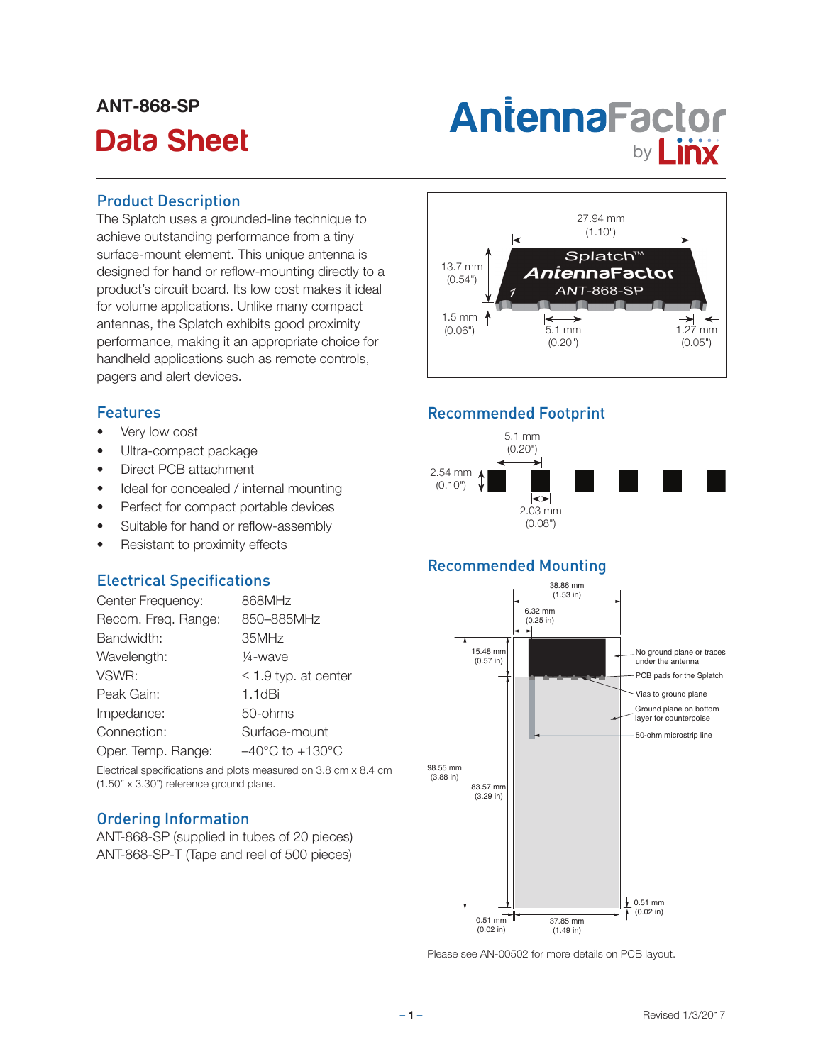# ANT-868-SP

# Data Sheet

## Product Description

The Splatch uses a grounded-line technique to achieve outstanding performance from a tiny surface-mount element. This unique antenna is designed for hand or reflow-mounting directly to a product's circuit board. Its low cost makes it ideal for volume applications. Unlike many compact antennas, the Splatch exhibits good proximity performance, making it an appropriate choice for handheld applications such as remote controls, pagers and alert devices.

## Features

- Very low cost
- Ultra-compact package
- Direct PCB attachment
- Ideal for concealed / internal mounting
- Perfect for compact portable devices
- Suitable for hand or reflow-assembly
- Resistant to proximity effects

## Electrical Specifications

| | |
|---|---|
| Center Frequency: | 868MHz |
| Recom. Freq. Range: | 850–885MHz |
| Bandwidth: | 35MHz |
| Wavelength: | ¼-wave |
| VSWR: | ≤ 1.9 typ. at center |
| Peak Gain: | 1.1dBi |
| Impedance: | 50-ohms |
| Connection: | Surface-mount |
| Oper. Temp. Range: | –40°C to +130°C |

Electrical specifications and plots measured on 3.8 cm x 8.4 cm (1.50" x 3.30") reference ground plane.

## Ordering Information

ANT-868-SP (supplied in tubes of 20 pieces)
ANT-868-SP-T (Tape and reel of 500 pieces)

27.94 mm (1.10")
13.7 mm (0.54")
1.5 mm (0.06")
5.1 mm (0.20")
1.27 mm (0.05")

## Recommended Footprint

5.1 mm (0.20")
2.54 mm (0.10")
2.03 mm (0.08")

## Recommended Mounting

38.86 mm (1.53 in)
6.32 mm (0.25 in)
15.48 mm (0.57 in)
98.55 mm (3.88 in)
83.57 mm (3.29 in)
0.51 mm (0.02 in)
37.85 mm (1.49 in)
0.51 mm (0.02 in)

- No ground plane or traces under the antenna
- PCB pads for the Splatch
- Vias to ground plane
- Ground plane on bottom layer for counterpoise
- 50-ohm microstrip line

Please see AN-00502 for more details on PCB layout.

Revised 1/3/2017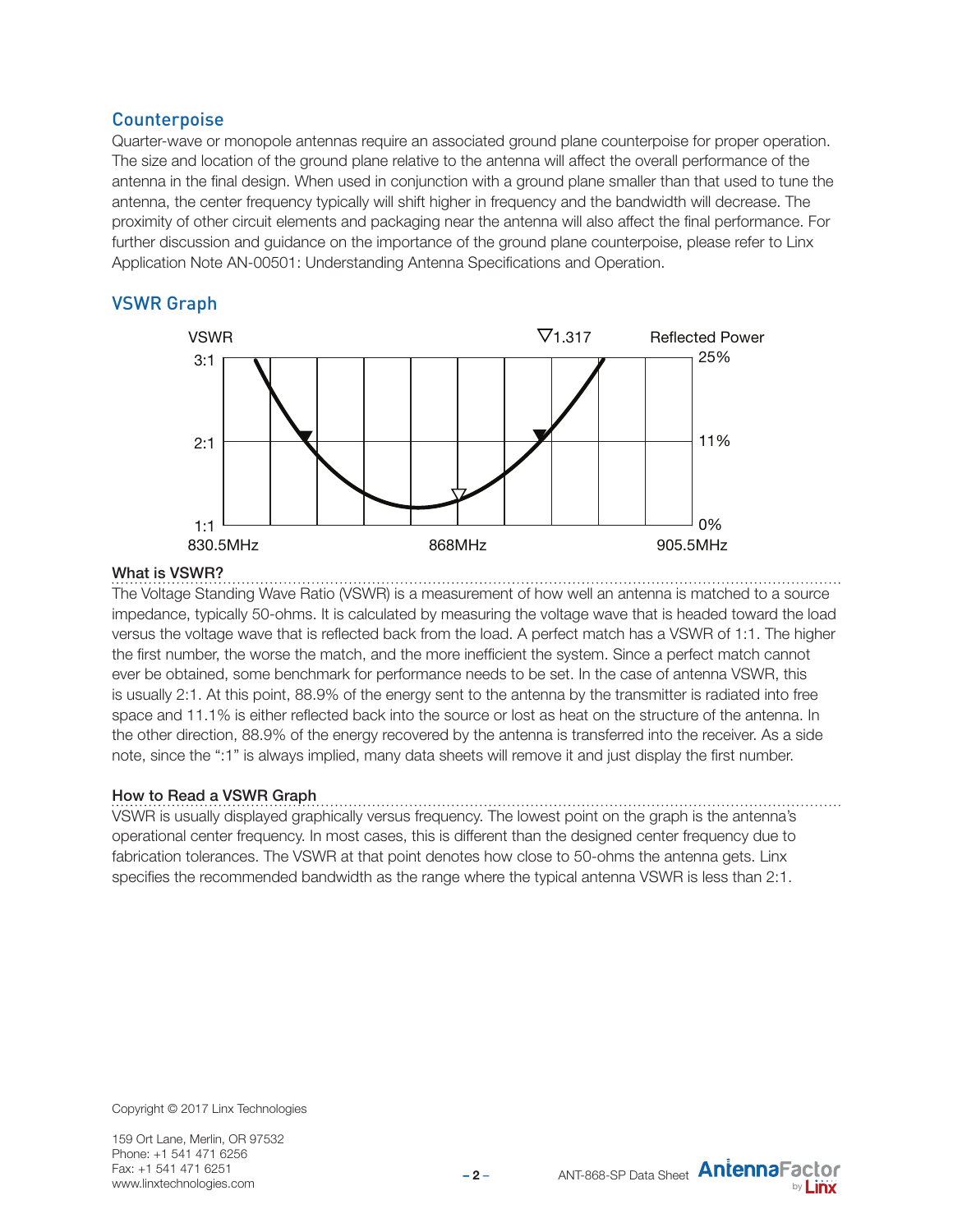## Counterpoise

Quarter-wave or monopole antennas require an associated ground plane counterpoise for proper operation. The size and location of the ground plane relative to the antenna will affect the overall performance of the antenna in the final design. When used in conjunction with a ground plane smaller than that used to tune the antenna, the center frequency typically will shift higher in frequency and the bandwidth will decrease. The proximity of other circuit elements and packaging near the antenna will also affect the final performance. For further discussion and guidance on the importance of the ground plane counterpoise, please refer to Linx Application Note AN-00501: Understanding Antenna Specifications and Operation.

## VSWR Graph

VSWR

▽1.317

Reflected Power

3:1

25%

2:1

11%

1:1

0%

830.5MHz

868MHz

905.5MHz

### What is VSWR?

The Voltage Standing Wave Ratio (VSWR) is a measurement of how well an antenna is matched to a source impedance, typically 50-ohms. It is calculated by measuring the voltage wave that is headed toward the load versus the voltage wave that is reflected back from the load. A perfect match has a VSWR of 1:1. The higher the first number, the worse the match, and the more inefficient the system. Since a perfect match cannot ever be obtained, some benchmark for performance needs to be set. In the case of antenna VSWR, this is usually 2:1. At this point, 88.9% of the energy sent to the antenna by the transmitter is radiated into free space and 11.1% is either reflected back into the source or lost as heat on the structure of the antenna. In the other direction, 88.9% of the energy recovered by the antenna is transferred into the receiver. As a side note, since the ":1" is always implied, many data sheets will remove it and just display the first number.

### How to Read a VSWR Graph

VSWR is usually displayed graphically versus frequency. The lowest point on the graph is the antenna's operational center frequency. In most cases, this is different than the designed center frequency due to fabrication tolerances. The VSWR at that point denotes how close to 50-ohms the antenna gets. Linx specifies the recommended bandwidth as the range where the typical antenna VSWR is less than 2:1.

Copyright © 2017 Linx Technologies

159 Ort Lane, Merlin, OR 97532
Phone: +1 541 471 6256
Fax: +1 541 471 6251
www.linxtechnologies.com